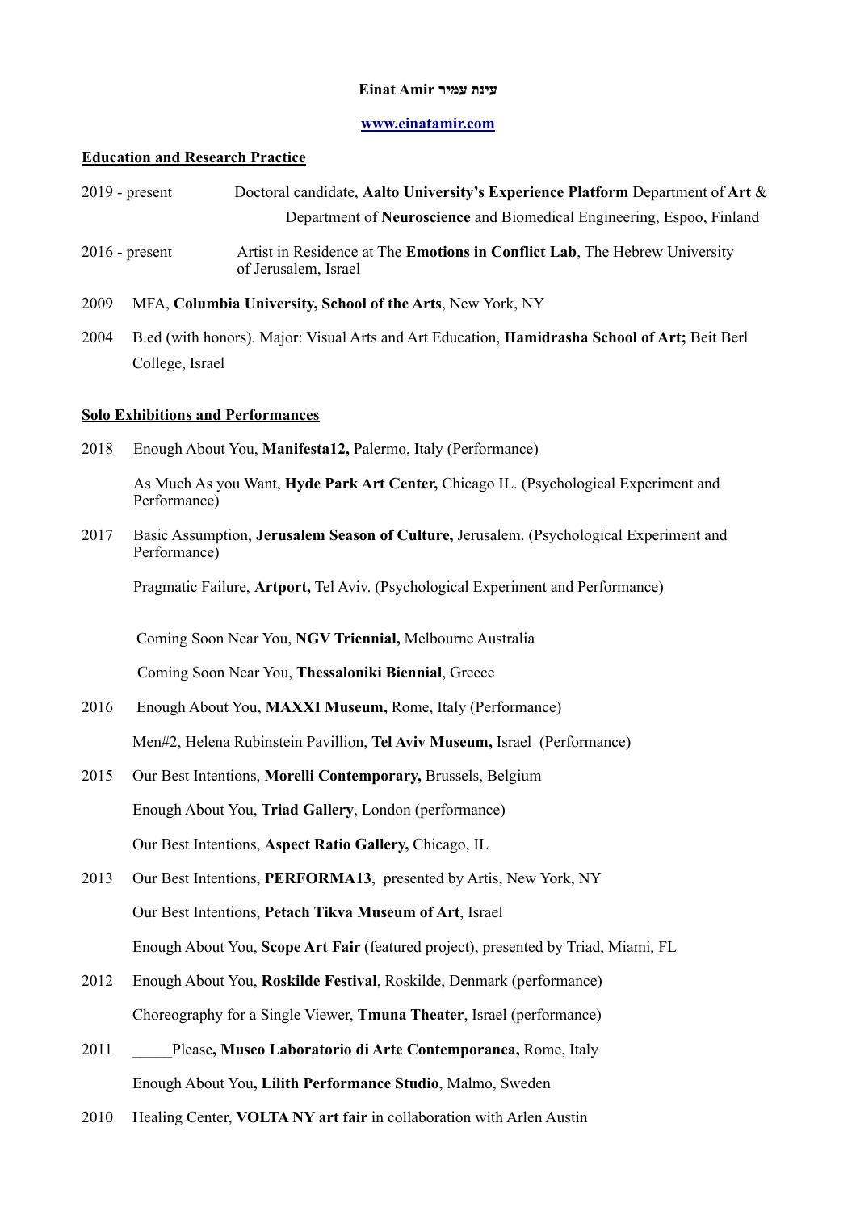**Einat Amir עינת עמיר**

[www.einatamir.com](http://www.einatamir.com)

## Education and Research Practice

2019 - present Doctoral candidate, **Aalto University's Experience Platform** Department of **Art** & Department of **Neuroscience** and Biomedical Engineering, Espoo, Finland

2016 - present Artist in Residence at The **Emotions in Conflict Lab**, The Hebrew University of Jerusalem, Israel

2009 MFA, **Columbia University, School of the Arts**, New York, NY

2004 B.ed (with honors). Major: Visual Arts and Art Education, **Hamidrasha School of Art;** Beit Berl College, Israel

## Solo Exhibitions and Performances

2018 Enough About You, **Manifesta12,** Palermo, Italy (Performance)

As Much As you Want, **Hyde Park Art Center,** Chicago IL. (Psychological Experiment and Performance)

2017 Basic Assumption, **Jerusalem Season of Culture,** Jerusalem. (Psychological Experiment and Performance)

Pragmatic Failure, **Artport,** Tel Aviv. (Psychological Experiment and Performance)

Coming Soon Near You, **NGV Triennial,** Melbourne Australia

Coming Soon Near You, **Thessaloniki Biennial**, Greece

2016 Enough About You, **MAXXI Museum,** Rome, Italy (Performance)

Men#2, Helena Rubinstein Pavillion, **Tel Aviv Museum,** Israel (Performance)

2015 Our Best Intentions, **Morelli Contemporary,** Brussels, Belgium

Enough About You, **Triad Gallery**, London (performance)

Our Best Intentions, **Aspect Ratio Gallery,** Chicago, IL

2013 Our Best Intentions, **PERFORMA13**, presented by Artis, New York, NY

Our Best Intentions, **Petach Tikva Museum of Art**, Israel

Enough About You, **Scope Art Fair** (featured project), presented by Triad, Miami, FL

2012 Enough About You, **Roskilde Festival**, Roskilde, Denmark (performance)

Choreography for a Single Viewer, **Tmuna Theater**, Israel (performance)

2011 _____Please**, Museo Laboratorio di Arte Contemporanea,** Rome, Italy

Enough About You**, Lilith Performance Studio**, Malmo, Sweden

2010 Healing Center, **VOLTA NY art fair** in collaboration with Arlen Austin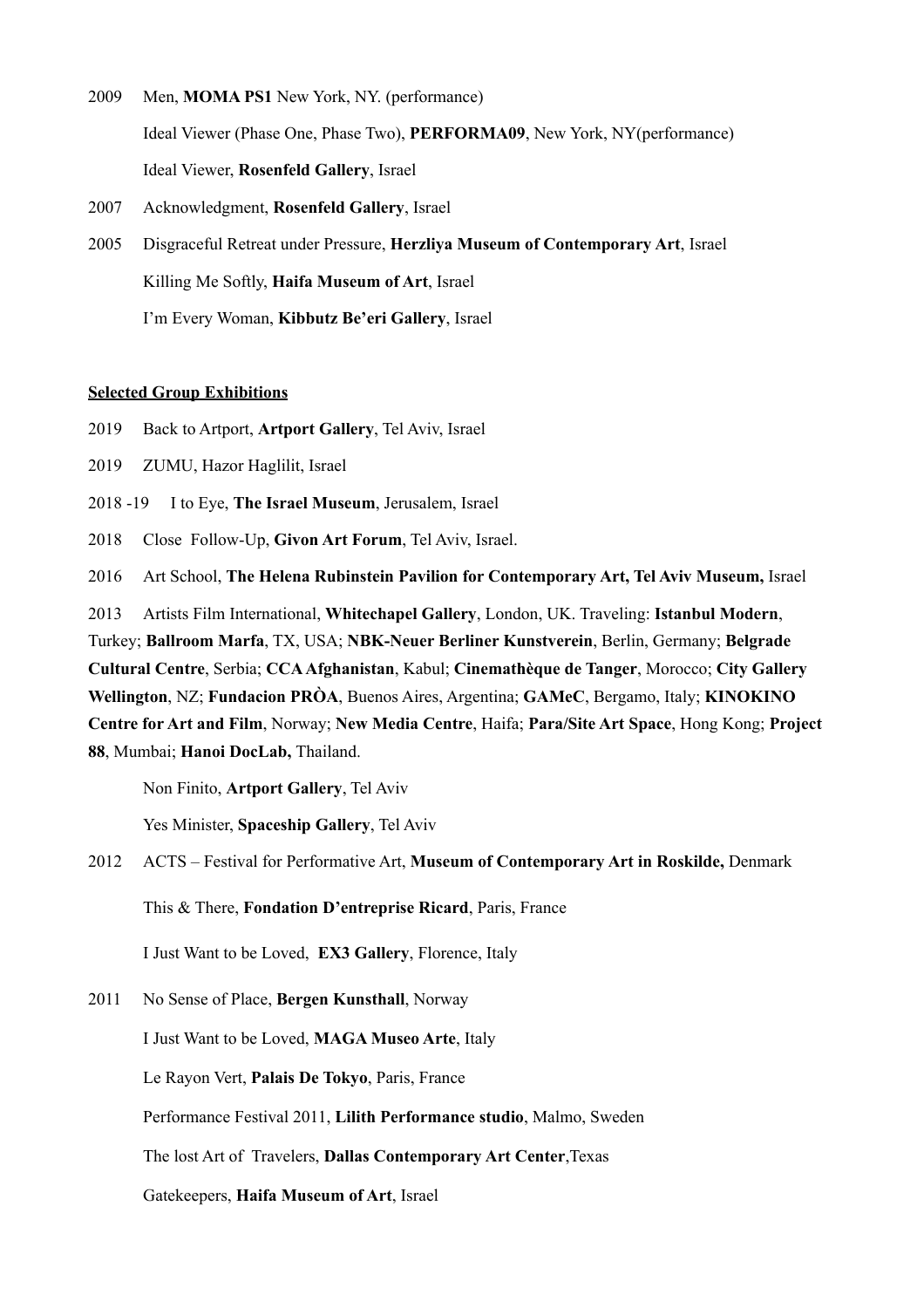2009 Men, **MOMA PS1** New York, NY. (performance)

Ideal Viewer (Phase One, Phase Two), **PERFORMA09**, New York, NY(performance)

Ideal Viewer, **Rosenfeld Gallery**, Israel

2007 Acknowledgment, **Rosenfeld Gallery**, Israel

2005 Disgraceful Retreat under Pressure, **Herzliya Museum of Contemporary Art**, Israel

Killing Me Softly, **Haifa Museum of Art**, Israel

I'm Every Woman, **Kibbutz Be'eri Gallery**, Israel

**<u>Selected Group Exhibitions</u>**

2019 Back to Artport, **Artport Gallery**, Tel Aviv, Israel

2019 ZUMU, Hazor Haglilit, Israel

2018 -19 I to Eye, **The Israel Museum**, Jerusalem, Israel

2018 Close Follow-Up, **Givon Art Forum**, Tel Aviv, Israel.

2016 Art School, **The Helena Rubinstein Pavilion for Contemporary Art, Tel Aviv Museum,** Israel

2013 Artists Film International, **Whitechapel Gallery**, London, UK. Traveling: **Istanbul Modern**, Turkey; **Ballroom Marfa**, TX, USA; **NBK-Neuer Berliner Kunstverein**, Berlin, Germany; **Belgrade Cultural Centre**, Serbia; **CCA Afghanistan**, Kabul; **Cinemathèque de Tanger**, Morocco; **City Gallery Wellington**, NZ; **Fundacion PRÒA**, Buenos Aires, Argentina; **GAMeC**, Bergamo, Italy; **KINOKINO Centre for Art and Film**, Norway; **New Media Centre**, Haifa; **Para/Site Art Space**, Hong Kong; **Project 88**, Mumbai; **Hanoi DocLab,** Thailand.

Non Finito, **Artport Gallery**, Tel Aviv

Yes Minister, **Spaceship Gallery**, Tel Aviv

2012 ACTS – Festival for Performative Art, **Museum of Contemporary Art in Roskilde,** Denmark

This & There, **Fondation D'entreprise Ricard**, Paris, France

I Just Want to be Loved, **EX3 Gallery**, Florence, Italy

2011 No Sense of Place, **Bergen Kunsthall**, Norway

I Just Want to be Loved, **MAGA Museo Arte**, Italy

Le Rayon Vert, **Palais De Tokyo**, Paris, France

Performance Festival 2011, **Lilith Performance studio**, Malmo, Sweden

The lost Art of Travelers, **Dallas Contemporary Art Center**,Texas

Gatekeepers, **Haifa Museum of Art**, Israel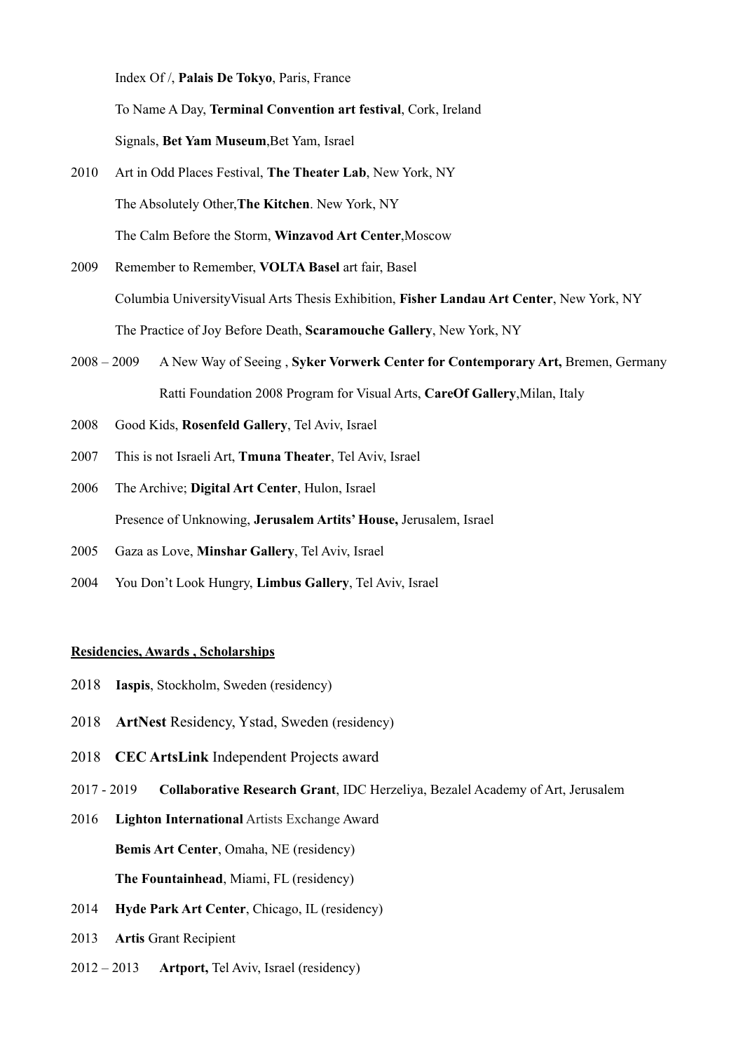Index Of /, **Palais De Tokyo**, Paris, France

To Name A Day, **Terminal Convention art festival**, Cork, Ireland

Signals, **Bet Yam Museum**,Bet Yam, Israel

2010 Art in Odd Places Festival, **The Theater Lab**, New York, NY

The Absolutely Other,**The Kitchen**. New York, NY

The Calm Before the Storm, **Winzavod Art Center**,Moscow

2009 Remember to Remember, **VOLTA Basel** art fair, Basel

Columbia UniversityVisual Arts Thesis Exhibition, **Fisher Landau Art Center**, New York, NY

The Practice of Joy Before Death, **Scaramouche Gallery**, New York, NY

2008 – 2009 A New Way of Seeing , **Syker Vorwerk Center for Contemporary Art,** Bremen, Germany

Ratti Foundation 2008 Program for Visual Arts, **CareOf Gallery**,Milan, Italy

2008 Good Kids, **Rosenfeld Gallery**, Tel Aviv, Israel

2007 This is not Israeli Art, **Tmuna Theater**, Tel Aviv, Israel

2006 The Archive; **Digital Art Center**, Hulon, Israel

Presence of Unknowing, **Jerusalem Artits' House,** Jerusalem, Israel

2005 Gaza as Love, **Minshar Gallery**, Tel Aviv, Israel

2004 You Don't Look Hungry, **Limbus Gallery**, Tel Aviv, Israel

**Residencies, Awards , Scholarships**

2018 **Iaspis**, Stockholm, Sweden (residency)

2018 **ArtNest** Residency, Ystad, Sweden (residency)

2018 **CEC ArtsLink** Independent Projects award

2017 - 2019 **Collaborative Research Grant**, IDC Herzeliya, Bezalel Academy of Art, Jerusalem

2016 **Lighton International** Artists Exchange Award

**Bemis Art Center**, Omaha, NE (residency)

**The Fountainhead**, Miami, FL (residency)

2014 **Hyde Park Art Center**, Chicago, IL (residency)

2013 **Artis** Grant Recipient

2012 – 2013 **Artport,** Tel Aviv, Israel (residency)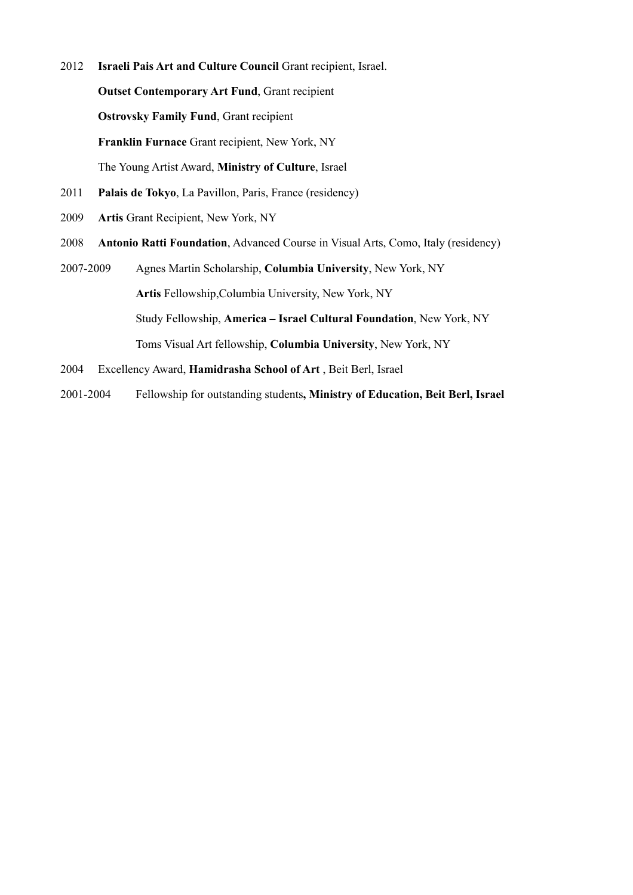2012 **Israeli Pais Art and Culture Council** Grant recipient, Israel.

**Outset Contemporary Art Fund**, Grant recipient

**Ostrovsky Family Fund**, Grant recipient

**Franklin Furnace** Grant recipient, New York, NY

The Young Artist Award, **Ministry of Culture**, Israel

2011 **Palais de Tokyo**, La Pavillon, Paris, France (residency)

2009 **Artis** Grant Recipient, New York, NY

2008 **Antonio Ratti Foundation**, Advanced Course in Visual Arts, Como, Italy (residency)

2007-2009 Agnes Martin Scholarship, **Columbia University**, New York, NY

**Artis** Fellowship,Columbia University, New York, NY

Study Fellowship, **America – Israel Cultural Foundation**, New York, NY

Toms Visual Art fellowship, **Columbia University**, New York, NY

2004 Excellency Award, **Hamidrasha School of Art** , Beit Berl, Israel

2001-2004 Fellowship for outstanding students**, Ministry of Education, Beit Berl, Israel**